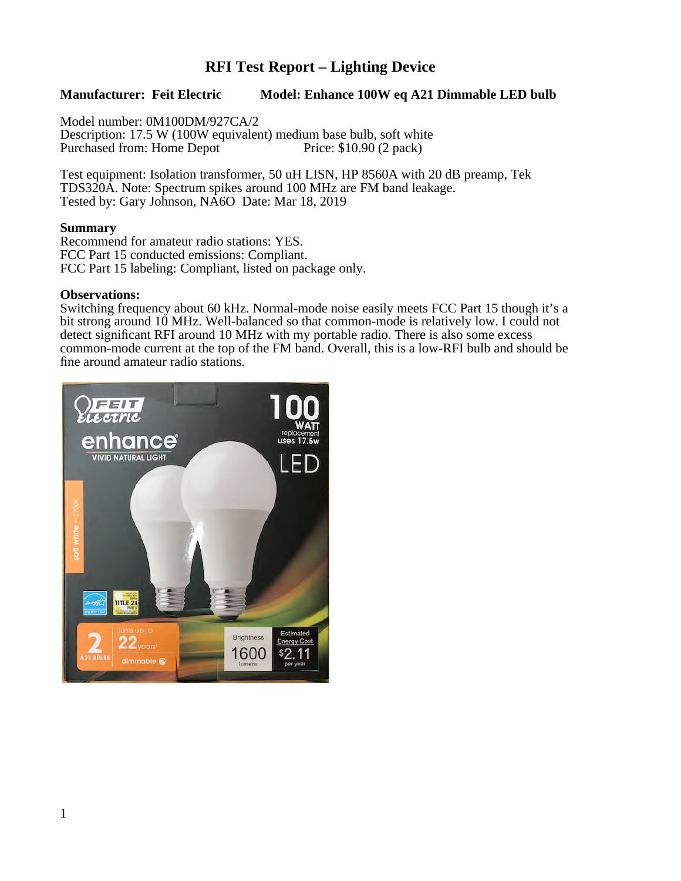# RFI Test Report – Lighting Device

**Manufacturer: Feit Electric** **Model: Enhance 100W eq A21 Dimmable LED bulb**

Model number: 0M100DM/927CA/2
Description: 17.5 W (100W equivalent) medium base bulb, soft white
Purchased from: Home Depot Price: $10.90 (2 pack)

Test equipment: Isolation transformer, 50 uH LISN, HP 8560A with 20 dB preamp, Tek TDS320A. Note: Spectrum spikes around 100 MHz are FM band leakage.
Tested by: Gary Johnson, NA6O Date: Mar 18, 2019

**Summary**
Recommend for amateur radio stations: YES.
FCC Part 15 conducted emissions: Compliant.
FCC Part 15 labeling: Compliant, listed on package only.

**Observations:**
Switching frequency about 60 kHz. Normal-mode noise easily meets FCC Part 15 though it's a bit strong around 10 MHz. Well-balanced so that common-mode is relatively low. I could not detect significant RFI around 10 MHz with my portable radio. There is also some excess common-mode current at the top of the FM band. Overall, this is a low-RFI bulb and should be fine around amateur radio stations.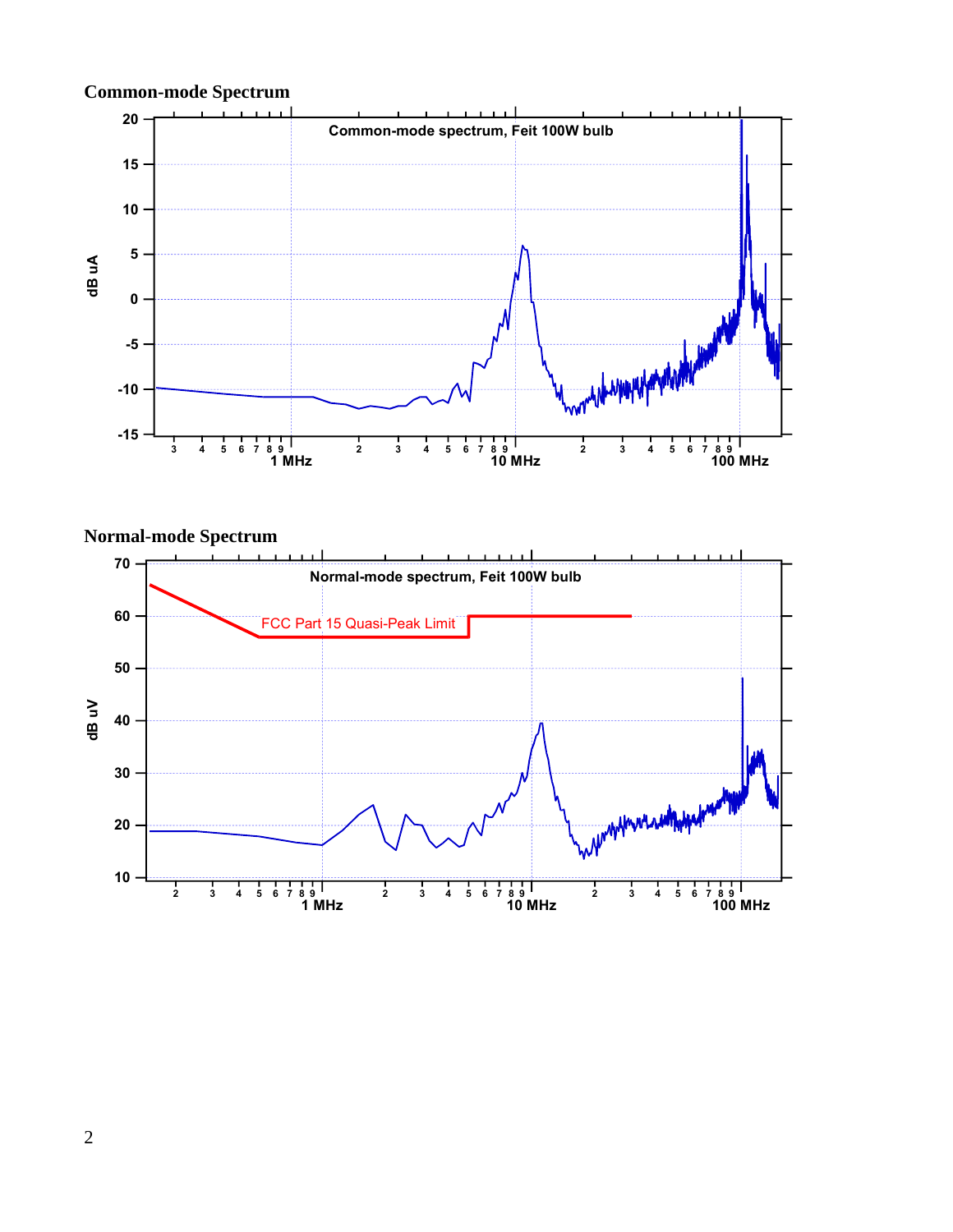**Common-mode Spectrum**

**Normal-mode Spectrum**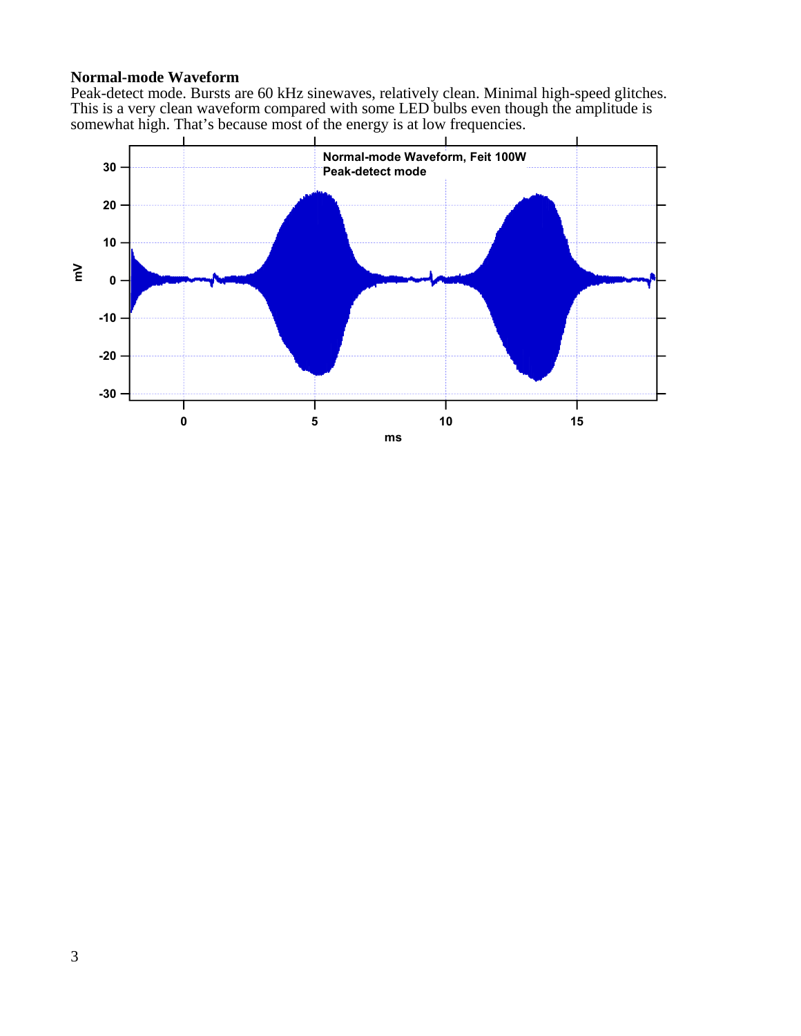**Normal-mode Waveform**

Peak-detect mode. Bursts are 60 kHz sinewaves, relatively clean. Minimal high-speed glitches. This is a very clean waveform compared with some LED bulbs even though the amplitude is somewhat high. That's because most of the energy is at low frequencies.

Normal-mode Waveform, Feit 100W
Peak-detect mode

mV
30
20
10
0
-10
-20
-30

0
5
10
15
ms